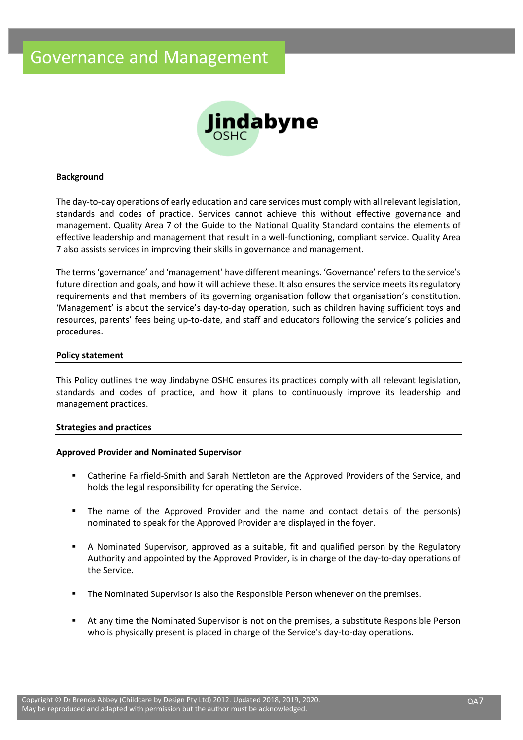# Governance and Management

Jindabyne OSHC

## Background

The day-to-day operations of early education and care services must comply with all relevant legislation, standards and codes of practice. Services cannot achieve this without effective governance and management. Quality Area 7 of the Guide to the National Quality Standard contains the elements of effective leadership and management that result in a well-functioning, compliant service. Quality Area 7 also assists services in improving their skills in governance and management.

The terms 'governance' and 'management' have different meanings. 'Governance' refers to the service's future direction and goals, and how it will achieve these. It also ensures the service meets its regulatory requirements and that members of its governing organisation follow that organisation's constitution. 'Management' is about the service's day-to-day operation, such as children having sufficient toys and resources, parents' fees being up-to-date, and staff and educators following the service's policies and procedures.

## Policy statement

This Policy outlines the way Jindabyne OSHC ensures its practices comply with all relevant legislation, standards and codes of practice, and how it plans to continuously improve its leadership and management practices.

## Strategies and practices

### Approved Provider and Nominated Supervisor

- Catherine Fairfield-Smith and Sarah Nettleton are the Approved Providers of the Service, and holds the legal responsibility for operating the Service.
- The name of the Approved Provider and the name and contact details of the person(s) nominated to speak for the Approved Provider are displayed in the foyer.
- A Nominated Supervisor, approved as a suitable, fit and qualified person by the Regulatory Authority and appointed by the Approved Provider, is in charge of the day-to-day operations of the Service.
- The Nominated Supervisor is also the Responsible Person whenever on the premises.
- At any time the Nominated Supervisor is not on the premises, a substitute Responsible Person who is physically present is placed in charge of the Service's day-to-day operations.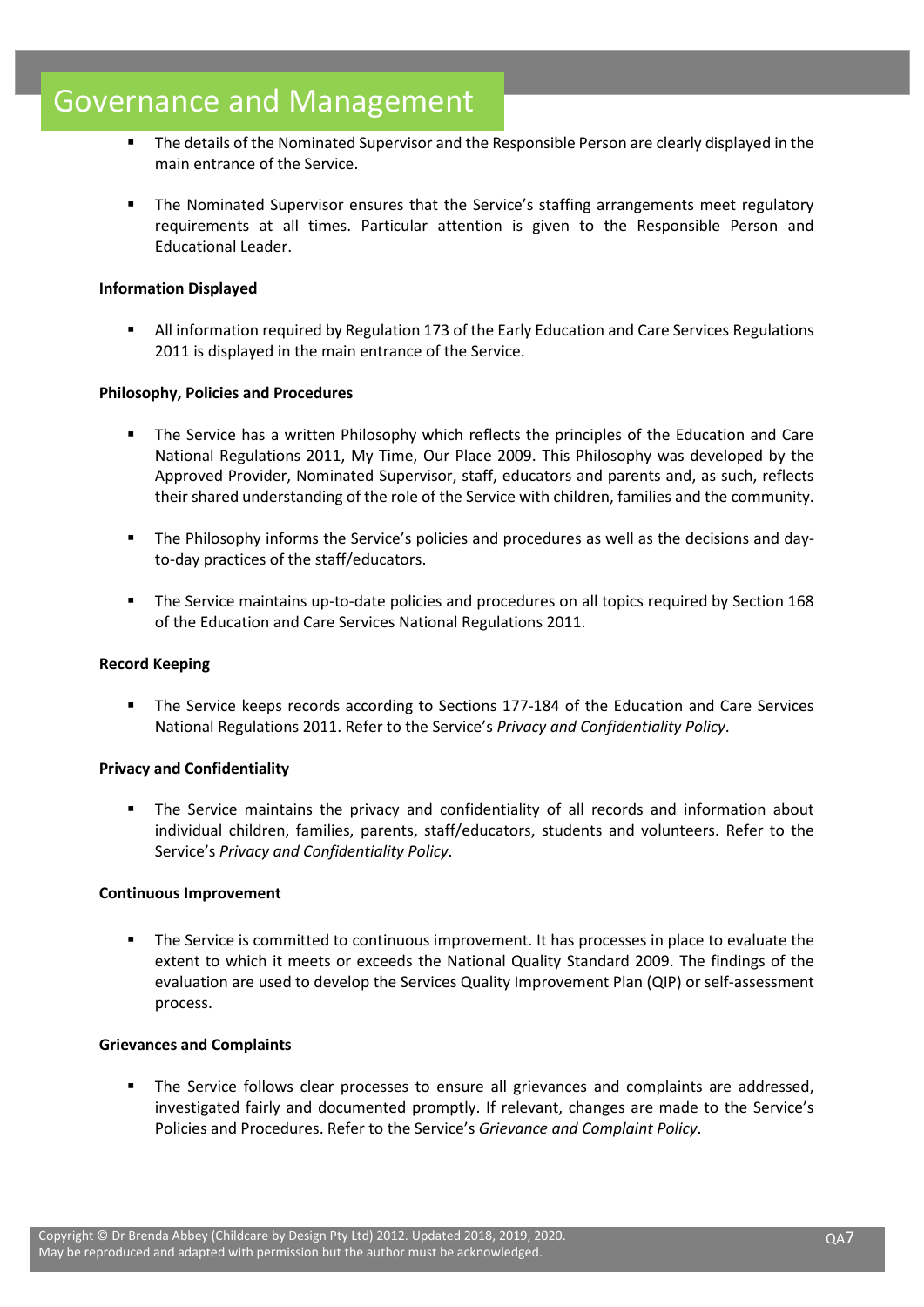# Governance and Management

- The details of the Nominated Supervisor and the Responsible Person are clearly displayed in the main entrance of the Service.

- The Nominated Supervisor ensures that the Service's staffing arrangements meet regulatory requirements at all times. Particular attention is given to the Responsible Person and Educational Leader.

**Information Displayed**

- All information required by Regulation 173 of the Early Education and Care Services Regulations 2011 is displayed in the main entrance of the Service.

**Philosophy, Policies and Procedures**

- The Service has a written Philosophy which reflects the principles of the Education and Care National Regulations 2011, My Time, Our Place 2009. This Philosophy was developed by the Approved Provider, Nominated Supervisor, staff, educators and parents and, as such, reflects their shared understanding of the role of the Service with children, families and the community.

- The Philosophy informs the Service's policies and procedures as well as the decisions and day-to-day practices of the staff/educators.

- The Service maintains up-to-date policies and procedures on all topics required by Section 168 of the Education and Care Services National Regulations 2011.

**Record Keeping**

- The Service keeps records according to Sections 177-184 of the Education and Care Services National Regulations 2011. Refer to the Service's *Privacy and Confidentiality Policy*.

**Privacy and Confidentiality**

- The Service maintains the privacy and confidentiality of all records and information about individual children, families, parents, staff/educators, students and volunteers. Refer to the Service's *Privacy and Confidentiality Policy*.

**Continuous Improvement**

- The Service is committed to continuous improvement. It has processes in place to evaluate the extent to which it meets or exceeds the National Quality Standard 2009. The findings of the evaluation are used to develop the Services Quality Improvement Plan (QIP) or self-assessment process.

**Grievances and Complaints**

- The Service follows clear processes to ensure all grievances and complaints are addressed, investigated fairly and documented promptly. If relevant, changes are made to the Service's Policies and Procedures. Refer to the Service's *Grievance and Complaint Policy*.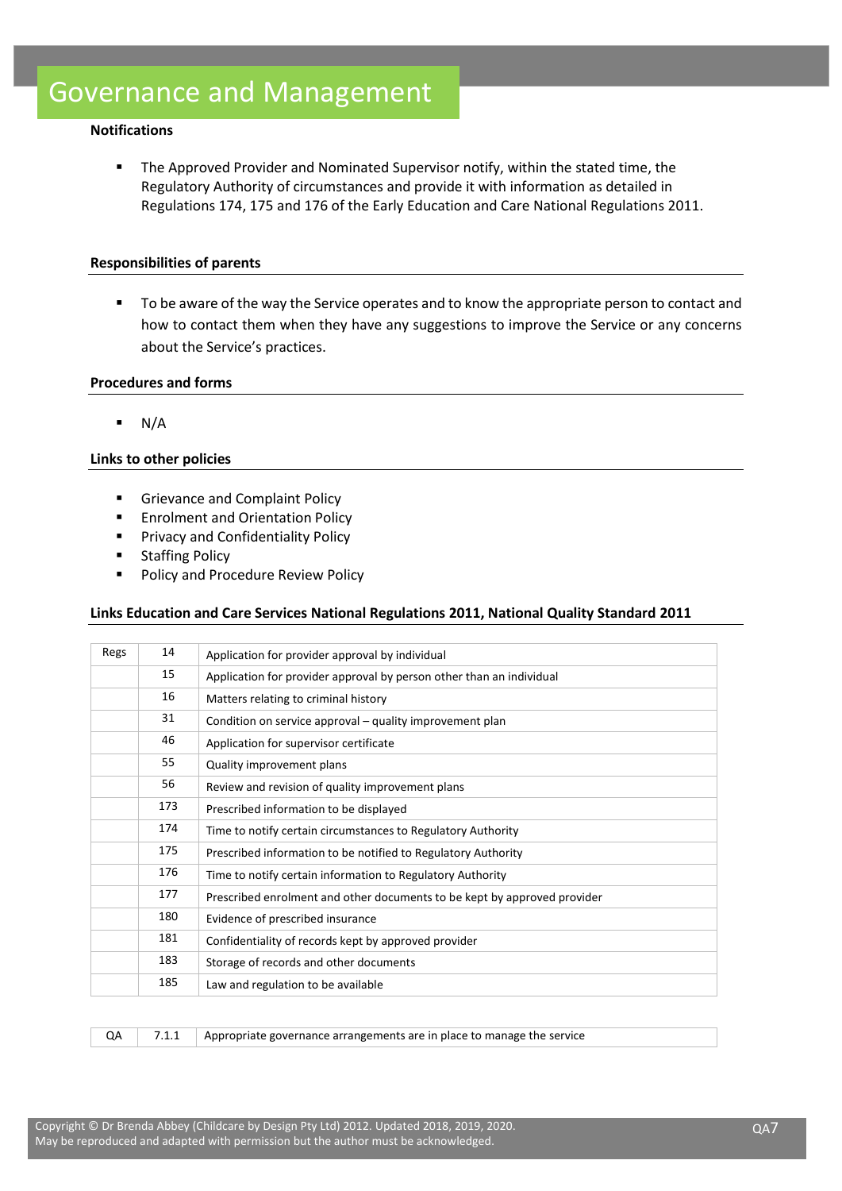# Governance and Management

**Notifications**

- The Approved Provider and Nominated Supervisor notify, within the stated time, the Regulatory Authority of circumstances and provide it with information as detailed in Regulations 174, 175 and 176 of the Early Education and Care National Regulations 2011.

**Responsibilities of parents**

- To be aware of the way the Service operates and to know the appropriate person to contact and how to contact them when they have any suggestions to improve the Service or any concerns about the Service's practices.

**Procedures and forms**

- N/A

**Links to other policies**

- Grievance and Complaint Policy
- Enrolment and Orientation Policy
- Privacy and Confidentiality Policy
- Staffing Policy
- Policy and Procedure Review Policy

**Links Education and Care Services National Regulations 2011, National Quality Standard 2011**

| Regs | 14 | Application for provider approval by individual |
|---|---|---|
| | 15 | Application for provider approval by person other than an individual |
| | 16 | Matters relating to criminal history |
| | 31 | Condition on service approval – quality improvement plan |
| | 46 | Application for supervisor certificate |
| | 55 | Quality improvement plans |
| | 56 | Review and revision of quality improvement plans |
| | 173 | Prescribed information to be displayed |
| | 174 | Time to notify certain circumstances to Regulatory Authority |
| | 175 | Prescribed information to be notified to Regulatory Authority |
| | 176 | Time to notify certain information to Regulatory Authority |
| | 177 | Prescribed enrolment and other documents to be kept by approved provider |
| | 180 | Evidence of prescribed insurance |
| | 181 | Confidentiality of records kept by approved provider |
| | 183 | Storage of records and other documents |
| | 185 | Law and regulation to be available |

| QA | 7.1.1 | Appropriate governance arrangements are in place to manage the service |
|---|---|---|

Copyright © Dr Brenda Abbey (Childcare by Design Pty Ltd) 2012. Updated 2018, 2019, 2020.
May be reproduced and adapted with permission but the author must be acknowledged.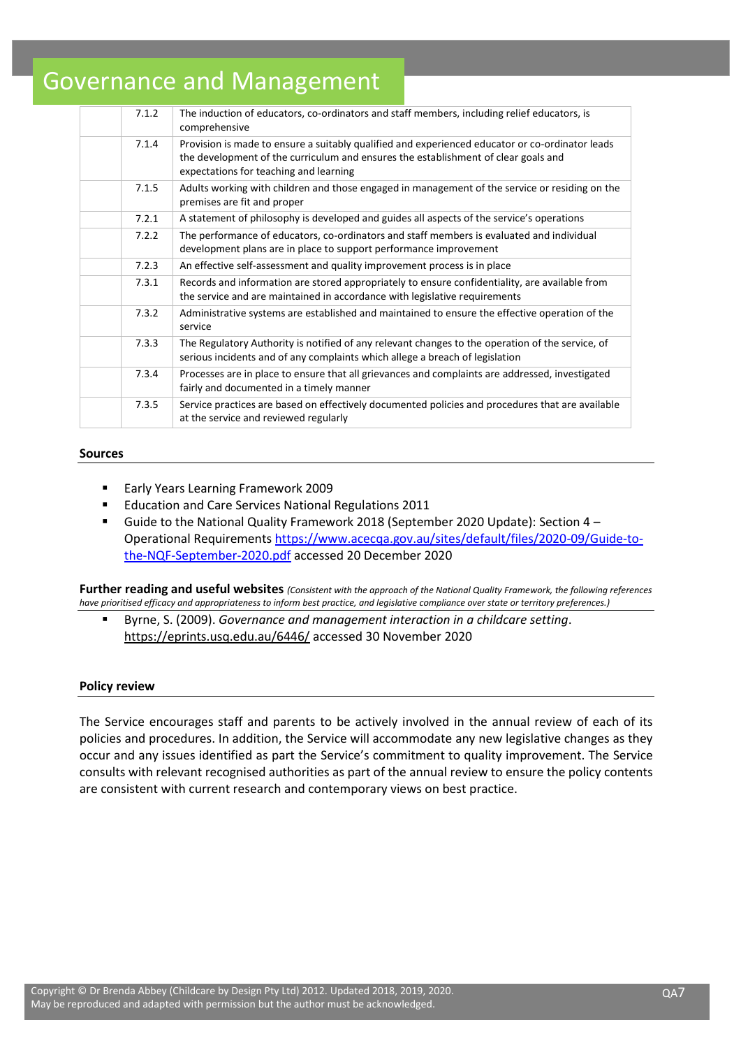| | | |
|---|---|---|
| | 7.1.2 | The induction of educators, co-ordinators and staff members, including relief educators, is comprehensive |
| | 7.1.4 | Provision is made to ensure a suitably qualified and experienced educator or co-ordinator leads the development of the curriculum and ensures the establishment of clear goals and expectations for teaching and learning |
| | 7.1.5 | Adults working with children and those engaged in management of the service or residing on the premises are fit and proper |
| | 7.2.1 | A statement of philosophy is developed and guides all aspects of the service's operations |
| | 7.2.2 | The performance of educators, co-ordinators and staff members is evaluated and individual development plans are in place to support performance improvement |
| | 7.2.3 | An effective self-assessment and quality improvement process is in place |
| | 7.3.1 | Records and information are stored appropriately to ensure confidentiality, are available from the service and are maintained in accordance with legislative requirements |
| | 7.3.2 | Administrative systems are established and maintained to ensure the effective operation of the service |
| | 7.3.3 | The Regulatory Authority is notified of any relevant changes to the operation of the service, of serious incidents and of any complaints which allege a breach of legislation |
| | 7.3.4 | Processes are in place to ensure that all grievances and complaints are addressed, investigated fairly and documented in a timely manner |
| | 7.3.5 | Service practices are based on effectively documented policies and procedures that are available at the service and reviewed regularly |

### Sources

- Early Years Learning Framework 2009
- Education and Care Services National Regulations 2011
- Guide to the National Quality Framework 2018 (September 2020 Update): Section 4 – Operational Requirements https://www.acecqa.gov.au/sites/default/files/2020-09/Guide-to-the-NQF-September-2020.pdf accessed 20 December 2020

### Further reading and useful websites

*(Consistent with the approach of the National Quality Framework, the following references have prioritised efficacy and appropriateness to inform best practice, and legislative compliance over state or territory preferences.)*

- Byrne, S. (2009). *Governance and management interaction in a childcare setting*. https://eprints.usq.edu.au/6446/ accessed 30 November 2020

### Policy review

The Service encourages staff and parents to be actively involved in the annual review of each of its policies and procedures. In addition, the Service will accommodate any new legislative changes as they occur and any issues identified as part the Service's commitment to quality improvement. The Service consults with relevant recognised authorities as part of the annual review to ensure the policy contents are consistent with current research and contemporary views on best practice.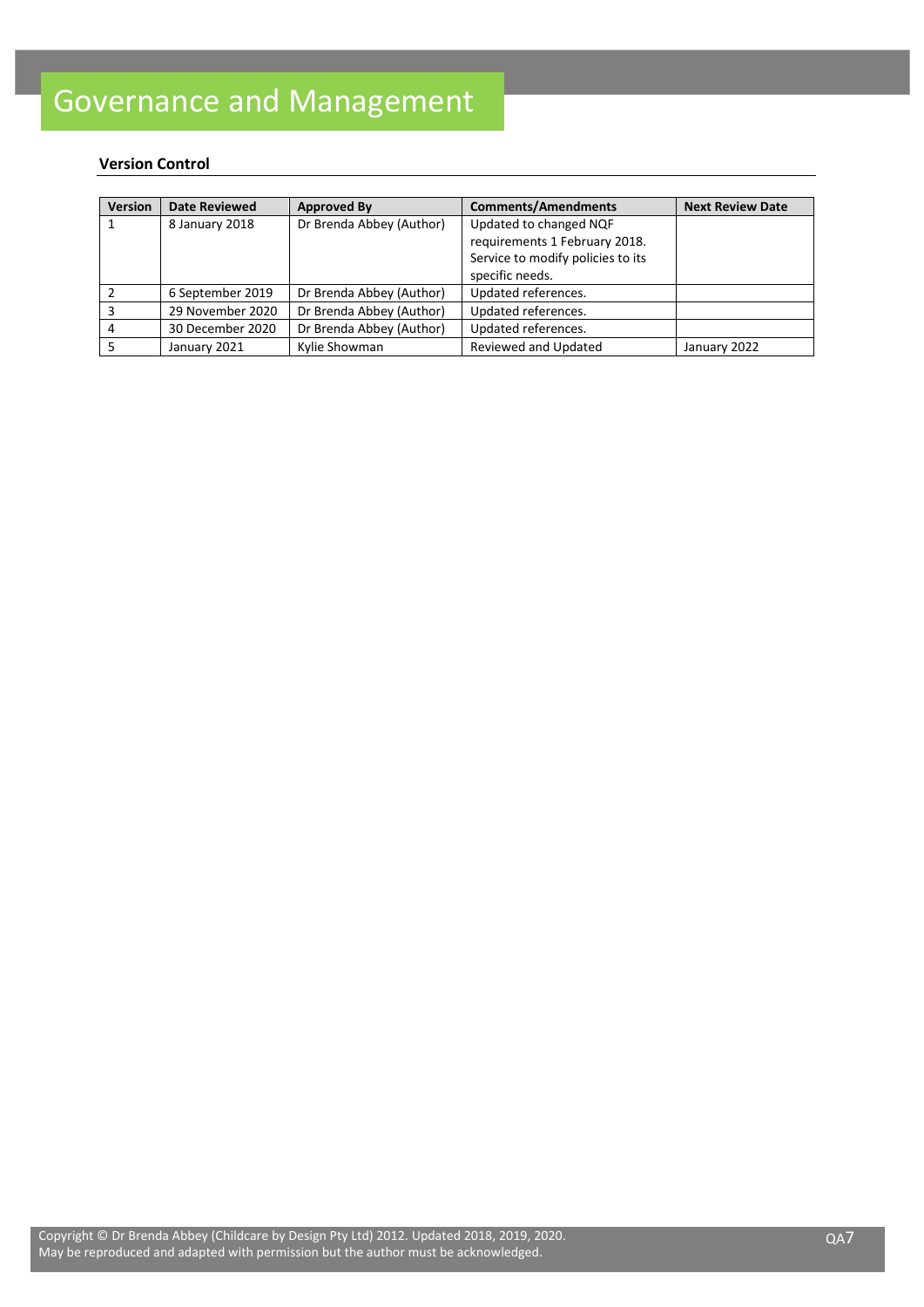# Governance and Management

**Version Control**

| Version | Date Reviewed | Approved By | Comments/Amendments | Next Review Date |
|---|---|---|---|---|
| 1 | 8 January 2018 | Dr Brenda Abbey (Author) | Updated to changed NQF requirements 1 February 2018. Service to modify policies to its specific needs. | |
| 2 | 6 September 2019 | Dr Brenda Abbey (Author) | Updated references. | |
| 3 | 29 November 2020 | Dr Brenda Abbey (Author) | Updated references. | |
| 4 | 30 December 2020 | Dr Brenda Abbey (Author) | Updated references. | |
| 5 | January 2021 | Kylie Showman | Reviewed and Updated | January 2022 |